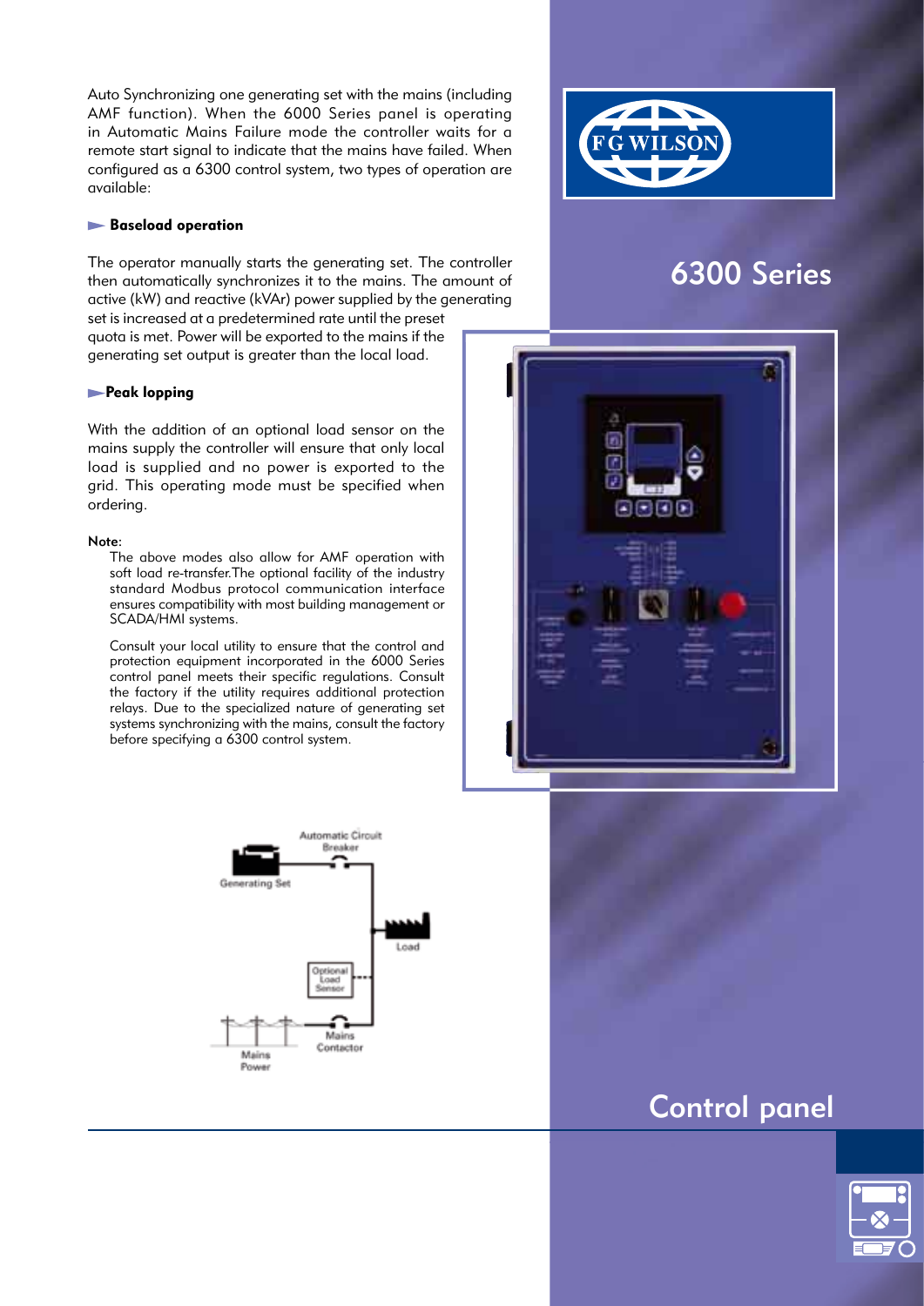# 6300 Series

## Control panel

Auto Synchronizing one generating set with the mains (including AMF function). When the 6000 Series panel is operating in Automatic Mains Failure mode the controller waits for a remote start signal to indicate that the mains have failed. When configured as a 6300 control system, two types of operation are available:

### Baseload operation

The operator manually starts the generating set. The controller then automatically synchronizes it to the mains. The amount of active (kW) and reactive (kVAr) power supplied by the generating set is increased at a predetermined rate until the preset quota is met. Power will be exported to the mains if the generating set output is greater than the local load.

### Peak lopping

With the addition of an optional load sensor on the mains supply the controller will ensure that only local load is supplied and no power is exported to the grid. This operating mode must be specified when ordering.

**Note:**

The above modes also allow for AMF operation with soft load re-transfer.The optional facility of the industry standard Modbus protocol communication interface ensures compatibility with most building management or SCADA/HMI systems.

Consult your local utility to ensure that the control and protection equipment incorporated in the 6000 Series control panel meets their specific regulations. Consult the factory if the utility requires additional protection relays. Due to the specialized nature of generating set systems synchronizing with the mains, consult the factory before specifying a 6300 control system.

Automatic Circuit Breaker

Generating Set

Load

Optional Load Sensor

Mains Contactor

Mains Power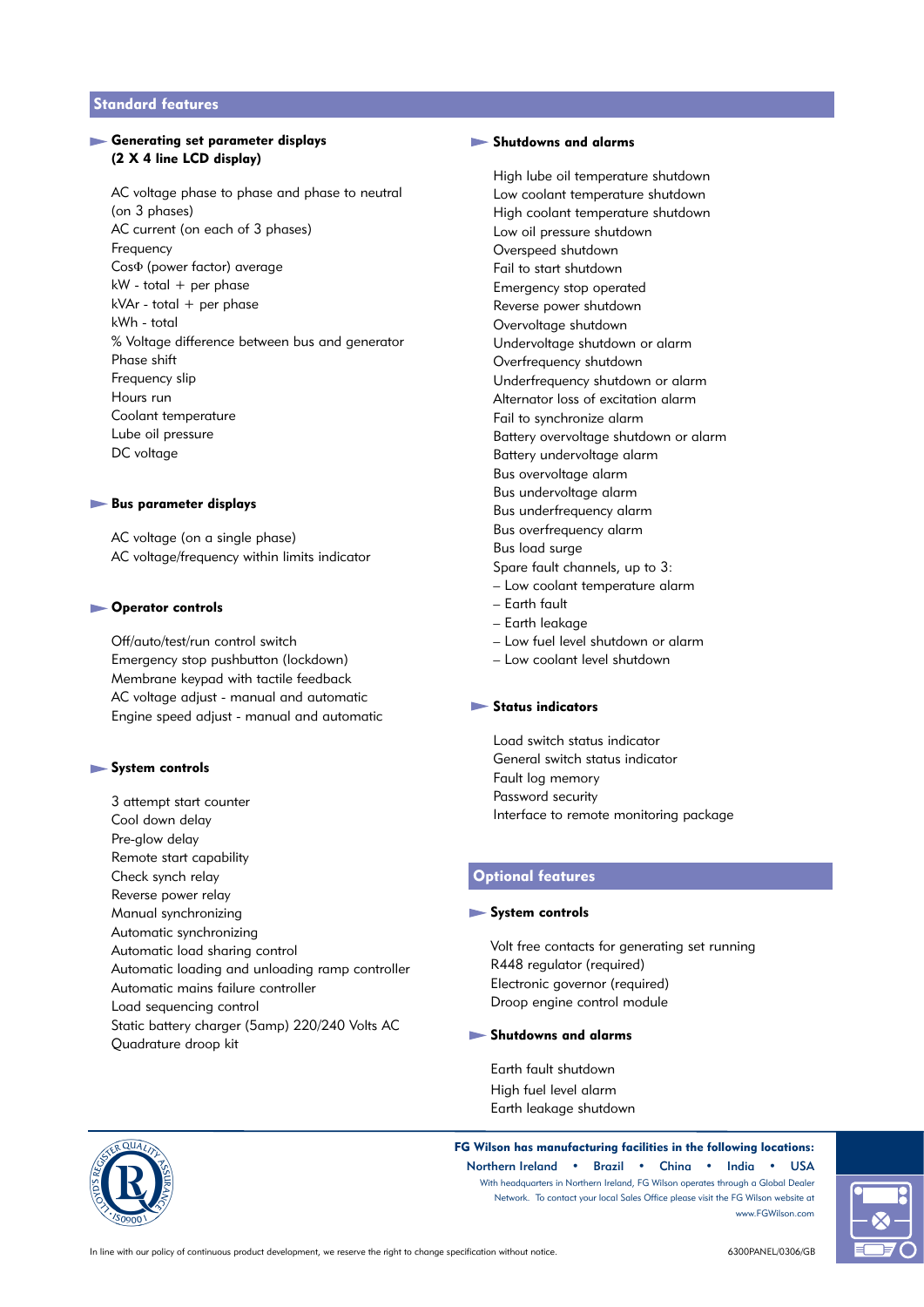## Standard features

### Generating set parameter displays (2 X 4 line LCD display)

- AC voltage phase to phase and phase to neutral (on 3 phases)
- AC current (on each of 3 phases)
- Frequency
- CosΦ (power factor) average
- kW - total + per phase
- kVAr - total + per phase
- kWh - total
- % Voltage difference between bus and generator
- Phase shift
- Frequency slip
- Hours run
- Coolant temperature
- Lube oil pressure
- DC voltage

### Bus parameter displays

- AC voltage (on a single phase)
- AC voltage/frequency within limits indicator

### Operator controls

- Off/auto/test/run control switch
- Emergency stop pushbutton (lockdown)
- Membrane keypad with tactile feedback
- AC voltage adjust - manual and automatic
- Engine speed adjust - manual and automatic

### System controls

- 3 attempt start counter
- Cool down delay
- Pre-glow delay
- Remote start capability
- Check synch relay
- Reverse power relay
- Manual synchronizing
- Automatic synchronizing
- Automatic load sharing control
- Automatic loading and unloading ramp controller
- Automatic mains failure controller
- Load sequencing control
- Static battery charger (5amp) 220/240 Volts AC
- Quadrature droop kit

### Shutdowns and alarms

- High lube oil temperature shutdown
- Low coolant temperature shutdown
- High coolant temperature shutdown
- Low oil pressure shutdown
- Overspeed shutdown
- Fail to start shutdown
- Emergency stop operated
- Reverse power shutdown
- Overvoltage shutdown
- Undervoltage shutdown or alarm
- Overfrequency shutdown
- Underfrequency shutdown or alarm
- Alternator loss of excitation alarm
- Fail to synchronize alarm
- Battery overvoltage shutdown or alarm
- Battery undervoltage alarm
- Bus overvoltage alarm
- Bus undervoltage alarm
- Bus underfrequency alarm
- Bus overfrequency alarm
- Bus load surge
- Spare fault channels, up to 3:
  - Low coolant temperature alarm
  - Earth fault
  - Earth leakage
  - Low fuel level shutdown or alarm
  - Low coolant level shutdown

### Status indicators

- Load switch status indicator
- General switch status indicator
- Fault log memory
- Password security
- Interface to remote monitoring package

## Optional features

### System controls

- Volt free contacts for generating set running
- R448 regulator (required)
- Electronic governor (required)
- Droop engine control module

### Shutdowns and alarms

- Earth fault shutdown
- High fuel level alarm
- Earth leakage shutdown

**FG Wilson has manufacturing facilities in the following locations:**

**Northern Ireland • Brazil • China • India • USA**

With headquarters in Northern Ireland, FG Wilson operates through a Global Dealer Network. To contact your local Sales Office please visit the FG Wilson website at www.FGWilson.com

In line with our policy of continuous product development, we reserve the right to change specification without notice.

6300PANEL/0306/GB